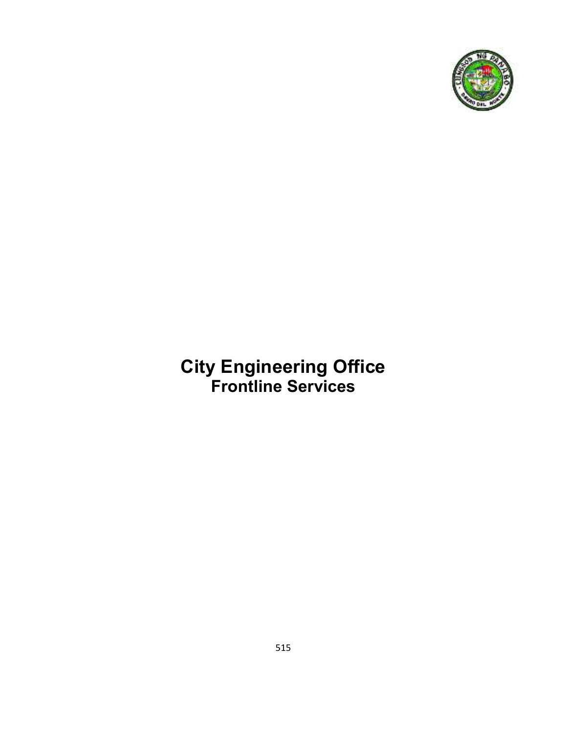# City Engineering Office
## Frontline Services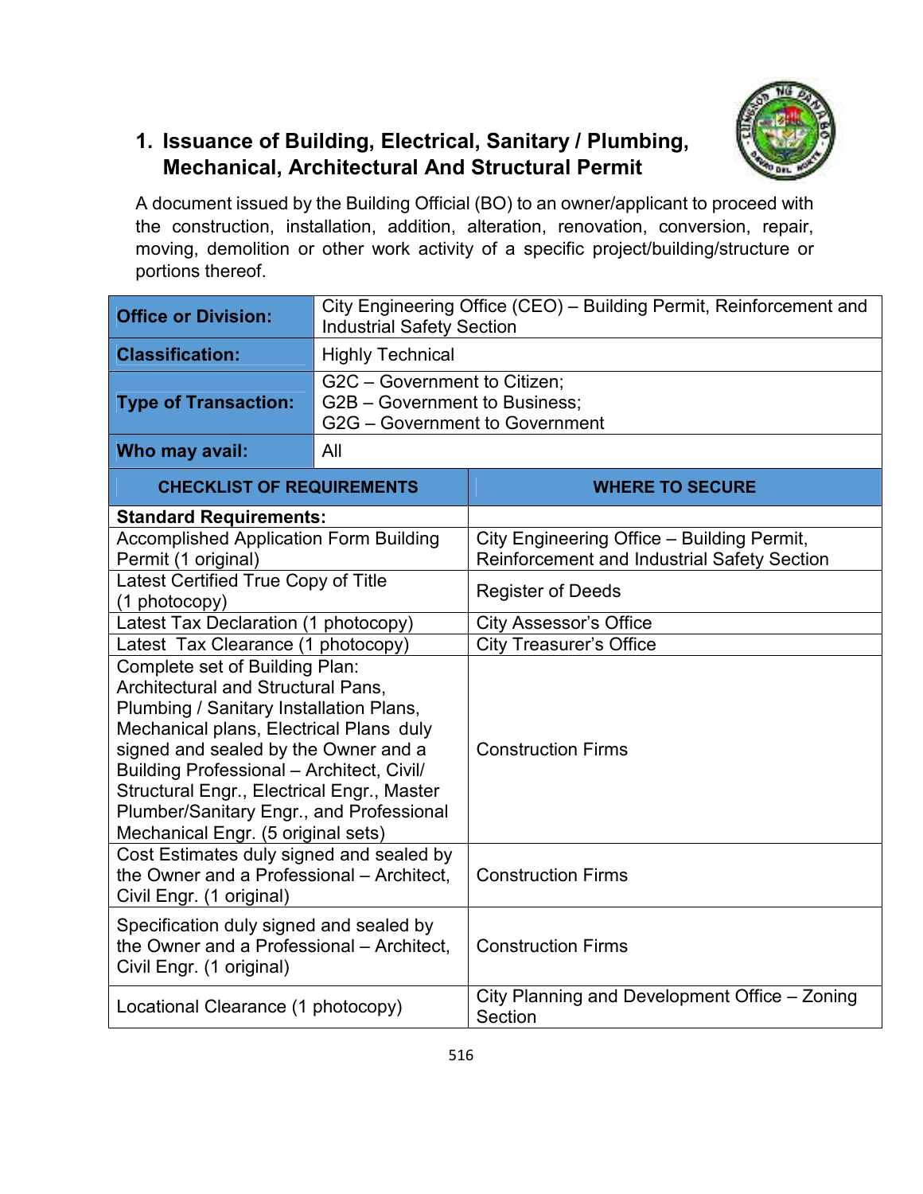## 1. Issuance of Building, Electrical, Sanitary / Plumbing, Mechanical, Architectural And Structural Permit

A document issued by the Building Official (BO) to an owner/applicant to proceed with the construction, installation, addition, alteration, renovation, conversion, repair, moving, demolition or other work activity of a specific project/building/structure or portions thereof.

| **Office or Division:** | City Engineering Office (CEO) – Building Permit, Reinforcement and Industrial Safety Section |
|---|---|
| **Classification:** | Highly Technical |
| **Type of Transaction:** | G2C – Government to Citizen;<br>G2B – Government to Business;<br>G2G – Government to Government |
| **Who may avail:** | All |

| **CHECKLIST OF REQUIREMENTS** | **WHERE TO SECURE** |
|---|---|
| **Standard Requirements:** | |
| Accomplished Application Form Building Permit (1 original) | City Engineering Office – Building Permit, Reinforcement and Industrial Safety Section |
| Latest Certified True Copy of Title (1 photocopy) | Register of Deeds |
| Latest Tax Declaration (1 photocopy) | City Assessor's Office |
| Latest Tax Clearance (1 photocopy) | City Treasurer's Office |
| Complete set of Building Plan: Architectural and Structural Pans, Plumbing / Sanitary Installation Plans, Mechanical plans, Electrical Plans duly signed and sealed by the Owner and a Building Professional – Architect, Civil/ Structural Engr., Electrical Engr., Master Plumber/Sanitary Engr., and Professional Mechanical Engr. (5 original sets) | Construction Firms |
| Cost Estimates duly signed and sealed by the Owner and a Professional – Architect, Civil Engr. (1 original) | Construction Firms |
| Specification duly signed and sealed by the Owner and a Professional – Architect, Civil Engr. (1 original) | Construction Firms |
| Locational Clearance (1 photocopy) | City Planning and Development Office – Zoning Section |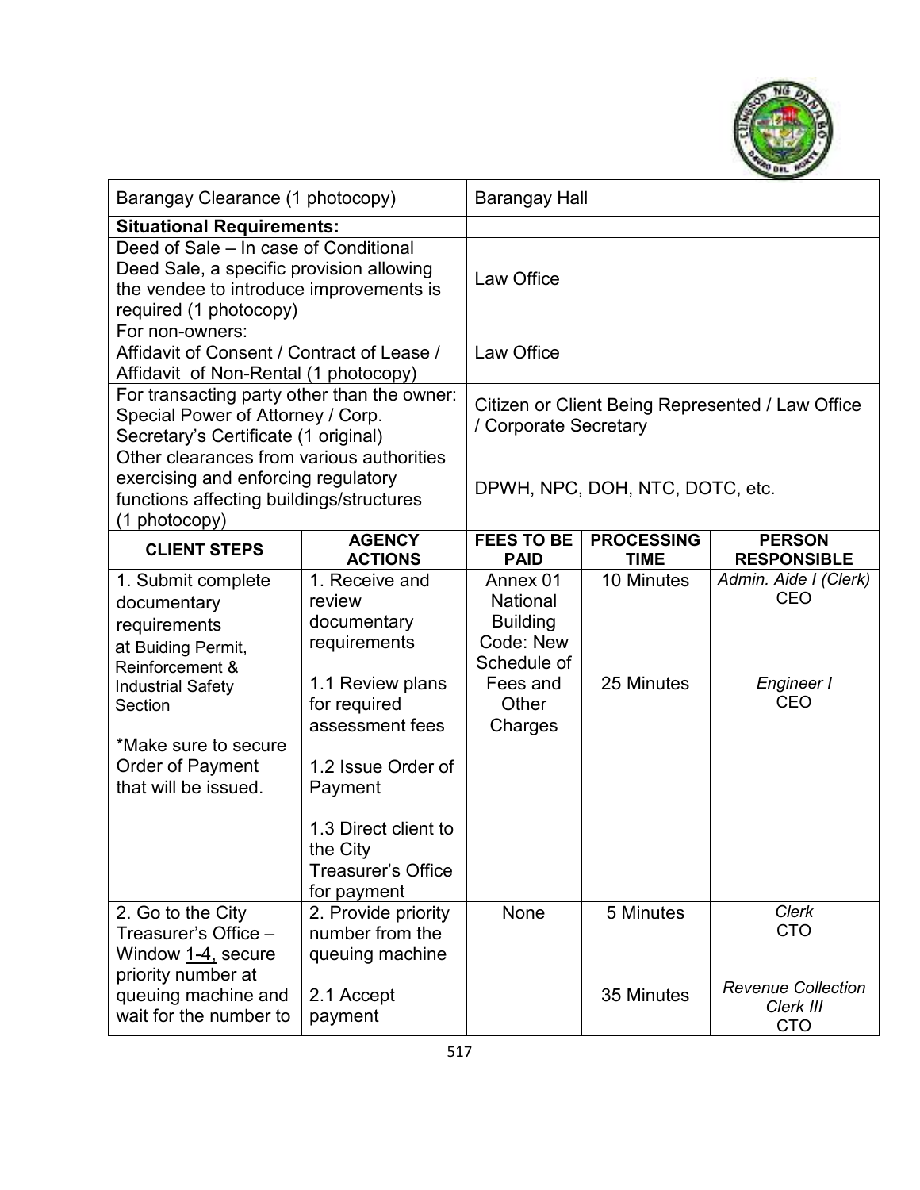| | |
|---|---|
| Barangay Clearance (1 photocopy) | Barangay Hall |
| **Situational Requirements:** | |
| Deed of Sale – In case of Conditional Deed Sale, a specific provision allowing the vendee to introduce improvements is required (1 photocopy) | Law Office |
| For non-owners: Affidavit of Consent / Contract of Lease / Affidavit of Non-Rental (1 photocopy) | Law Office |
| For transacting party other than the owner: Special Power of Attorney / Corp. Secretary's Certificate (1 original) | Citizen or Client Being Represented / Law Office / Corporate Secretary |
| Other clearances from various authorities exercising and enforcing regulatory functions affecting buildings/structures (1 photocopy) | DPWH, NPC, DOH, NTC, DOTC, etc. |

| CLIENT STEPS | AGENCY ACTIONS | FEES TO BE PAID | PROCESSING TIME | PERSON RESPONSIBLE |
|---|---|---|---|---|
| 1. Submit complete documentary requirements at Buiding Permit, Reinforcement & Industrial Safety Section<br><br>*Make sure to secure Order of Payment that will be issued. | 1. Receive and review documentary requirements<br><br>1.1 Review plans for required assessment fees<br><br>1.2 Issue Order of Payment<br><br>1.3 Direct client to the City Treasurer's Office for payment | Annex 01 National Building Code: New Schedule of Fees and Other Charges | 10 Minutes<br><br>25 Minutes | *Admin. Aide I (Clerk)* CEO<br><br>*Engineer I* CEO |
| 2. Go to the City Treasurer's Office – Window 1-4, secure priority number at queuing machine and wait for the number to | 2. Provide priority number from the queuing machine<br><br>2.1 Accept payment | None | 5 Minutes<br><br>35 Minutes | *Clerk* CTO<br><br>*Revenue Collection Clerk III* CTO |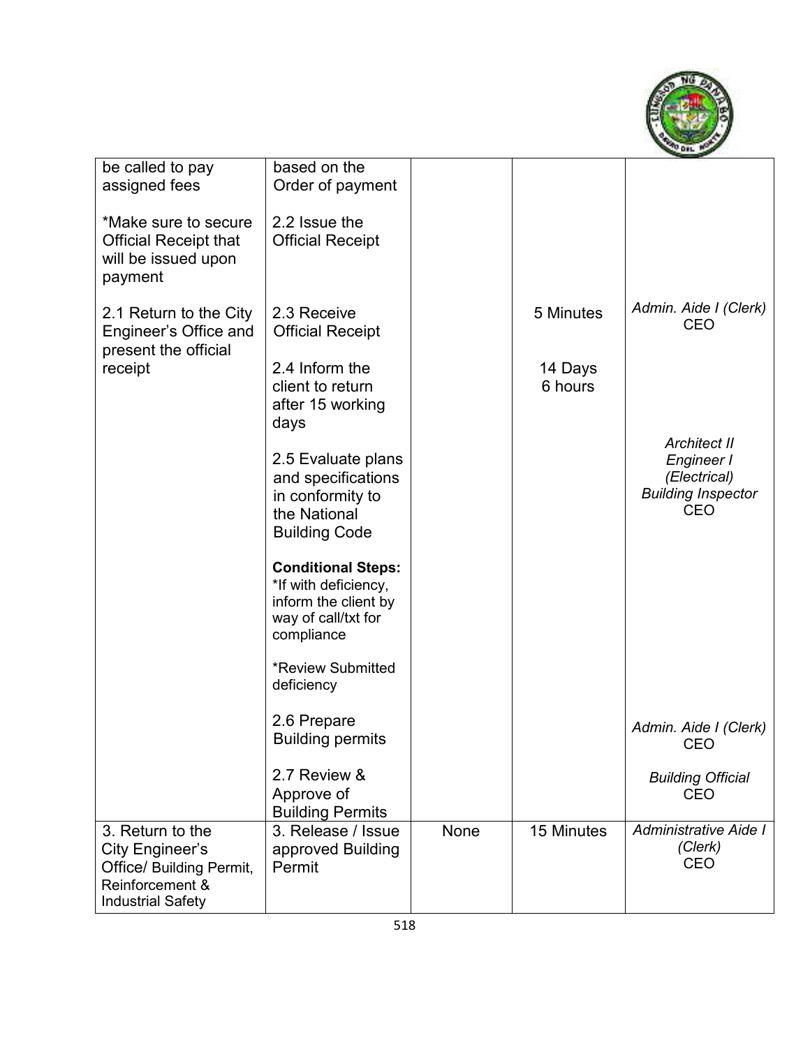| | | | | |
|---|---|---|---|---|
| be called to pay assigned fees<br><br>*Make sure to secure Official Receipt that will be issued upon payment | based on the Order of payment<br><br>2.2 Issue the Official Receipt | | | |
| 2.1 Return to the City Engineer's Office and present the official receipt | 2.3 Receive Official Receipt | | 5 Minutes | *Admin. Aide I (Clerk)* CEO |
| | 2.4 Inform the client to return after 15 working days | | 14 Days 6 hours | |
| | 2.5 Evaluate plans and specifications in conformity to the National Building Code<br><br>**Conditional Steps:**<br>*If with deficiency, inform the client by way of call/txt for compliance<br><br>*Review Submitted deficiency | | | *Architect II* *Engineer I (Electrical)* *Building Inspector* CEO |
| | 2.6 Prepare Building permits | | | *Admin. Aide I (Clerk)* CEO |
| | 2.7 Review & Approve of Building Permits | | | *Building Official* CEO |
| 3. Return to the City Engineer's Office/ Building Permit, Reinforcement & Industrial Safety | 3. Release / Issue approved Building Permit | None | 15 Minutes | *Administrative Aide I (Clerk)* CEO |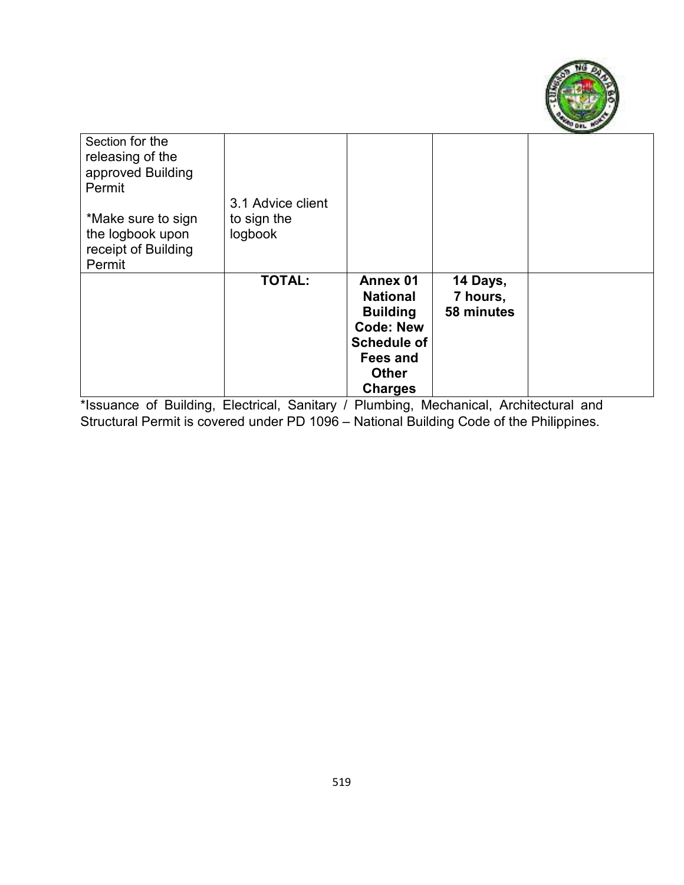| | | | | |
|---|---|---|---|---|
| Section for the releasing of the approved Building Permit<br><br>*Make sure to sign the logbook upon receipt of Building Permit | 3.1 Advice client to sign the logbook | | | |
| | **TOTAL:** | **Annex 01 National Building Code: New Schedule of Fees and Other Charges** | **14 Days, 7 hours, 58 minutes** | |

*Issuance of Building, Electrical, Sanitary / Plumbing, Mechanical, Architectural and Structural Permit is covered under PD 1096 – National Building Code of the Philippines.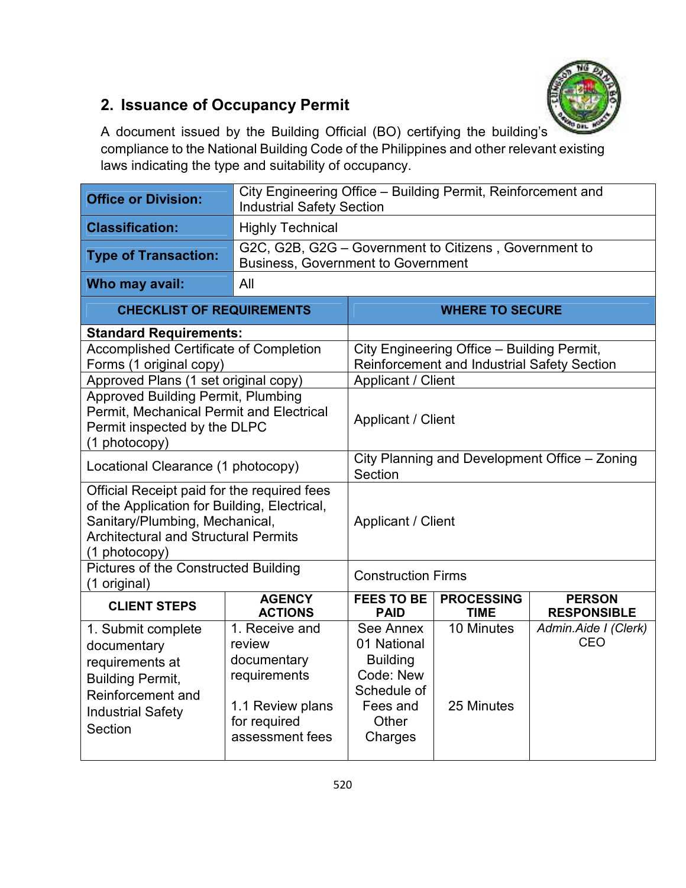## 2. Issuance of Occupancy Permit

A document issued by the Building Official (BO) certifying the building's compliance to the National Building Code of the Philippines and other relevant existing laws indicating the type and suitability of occupancy.

| **Office or Division:** | City Engineering Office – Building Permit, Reinforcement and Industrial Safety Section |
|---|---|
| **Classification:** | Highly Technical |
| **Type of Transaction:** | G2C, G2B, G2G – Government to Citizens , Government to Business, Government to Government |
| **Who may avail:** | All |

| **CHECKLIST OF REQUIREMENTS** | **WHERE TO SECURE** |
|---|---|
| **Standard Requirements:** | |
| Accomplished Certificate of Completion Forms (1 original copy) | City Engineering Office – Building Permit, Reinforcement and Industrial Safety Section |
| Approved Plans (1 set original copy) | Applicant / Client |
| Approved Building Permit, Plumbing Permit, Mechanical Permit and Electrical Permit inspected by the DLPC (1 photocopy) | Applicant / Client |
| Locational Clearance (1 photocopy) | City Planning and Development Office – Zoning Section |
| Official Receipt paid for the required fees of the Application for Building, Electrical, Sanitary/Plumbing, Mechanical, Architectural and Structural Permits (1 photocopy) | Applicant / Client |
| Pictures of the Constructed Building (1 original) | Construction Firms |

| **CLIENT STEPS** | **AGENCY ACTIONS** | **FEES TO BE PAID** | **PROCESSING TIME** | **PERSON RESPONSIBLE** |
|---|---|---|---|---|
| 1. Submit complete documentary requirements at Building Permit, Reinforcement and Industrial Safety Section | 1. Receive and review documentary requirements<br><br>1.1 Review plans for required assessment fees | See Annex 01 National Building Code: New Schedule of Fees and Other Charges | 10 Minutes<br><br>25 Minutes | *Admin.Aide I (Clerk)*<br>CEO |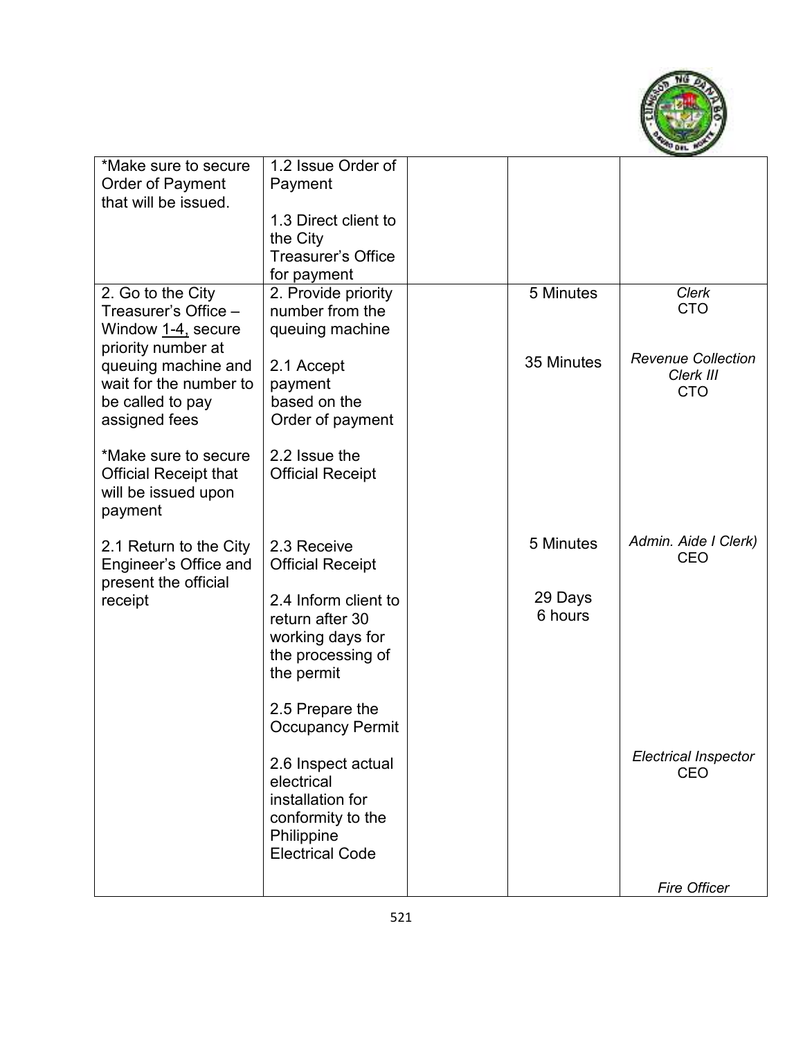| | | | | |
|---|---|---|---|---|
| *Make sure to secure Order of Payment that will be issued. | 1.2 Issue Order of Payment<br><br>1.3 Direct client to the City Treasurer's Office for payment | | | |
| 2. Go to the City Treasurer's Office – Window 1-4, secure priority number at queuing machine and wait for the number to be called to pay assigned fees<br><br>*Make sure to secure Official Receipt that will be issued upon payment | 2. Provide priority number from the queuing machine<br><br>2.1 Accept payment based on the Order of payment<br><br>2.2 Issue the Official Receipt | | 5 Minutes<br><br>35 Minutes | *Clerk*<br>CTO<br><br>*Revenue Collection Clerk III*<br>CTO |
| 2.1 Return to the City Engineer's Office and present the official receipt | 2.3 Receive Official Receipt<br><br>2.4 Inform client to return after 30 working days for the processing of the permit<br><br>2.5 Prepare the Occupancy Permit<br><br>2.6 Inspect actual electrical installation for conformity to the Philippine Electrical Code | | 5 Minutes<br><br>29 Days 6 hours | *Admin. Aide I Clerk)*<br>CEO<br><br>*Electrical Inspector*<br>CEO<br><br>*Fire Officer* |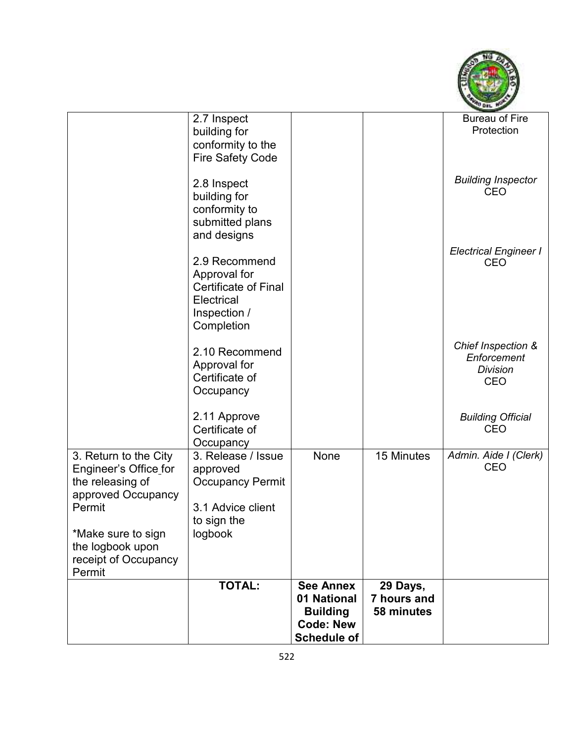| | | | | |
|---|---|---|---|---|
| | 2.7 Inspect building for conformity to the Fire Safety Code<br><br>2.8 Inspect building for conformity to submitted plans and designs<br><br>2.9 Recommend Approval for Certificate of Final Electrical Inspection / Completion<br><br>2.10 Recommend Approval for Certificate of Occupancy<br><br>2.11 Approve Certificate of Occupancy | | | Bureau of Fire Protection<br><br>*Building Inspector* CEO<br><br>*Electrical Engineer I* CEO<br><br>*Chief Inspection & Enforcement Division* CEO<br><br>*Building Official* CEO |
| 3. Return to the City Engineer's Office for the releasing of approved Occupancy Permit<br><br>*Make sure to sign the logbook upon receipt of Occupancy Permit | 3. Release / Issue approved Occupancy Permit<br><br>3.1 Advice client to sign the logbook | None | 15 Minutes | *Admin. Aide I (Clerk)* CEO |
| | **TOTAL:** | **See Annex 01 National Building Code: New Schedule of** | **29 Days, 7 hours and 58 minutes** | |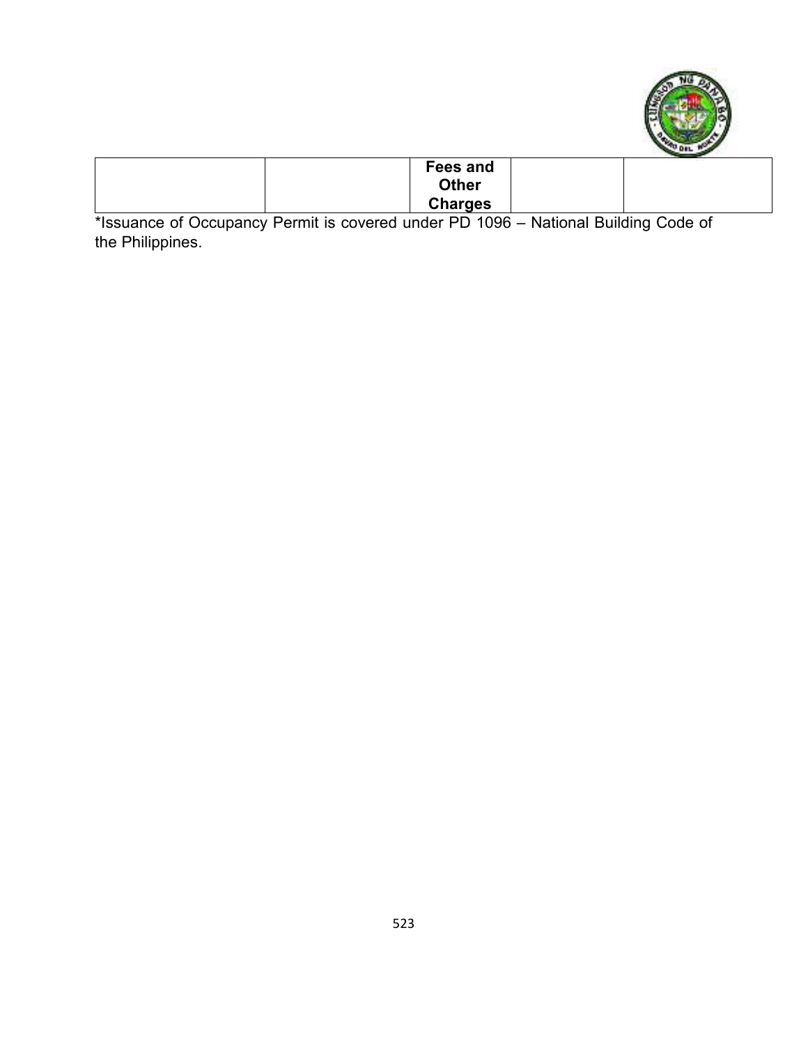| | | | | |
|---|---|---|---|---|
| | | **Fees and Other Charges** | | |

*Issuance of Occupancy Permit is covered under PD 1096 – National Building Code of the Philippines.